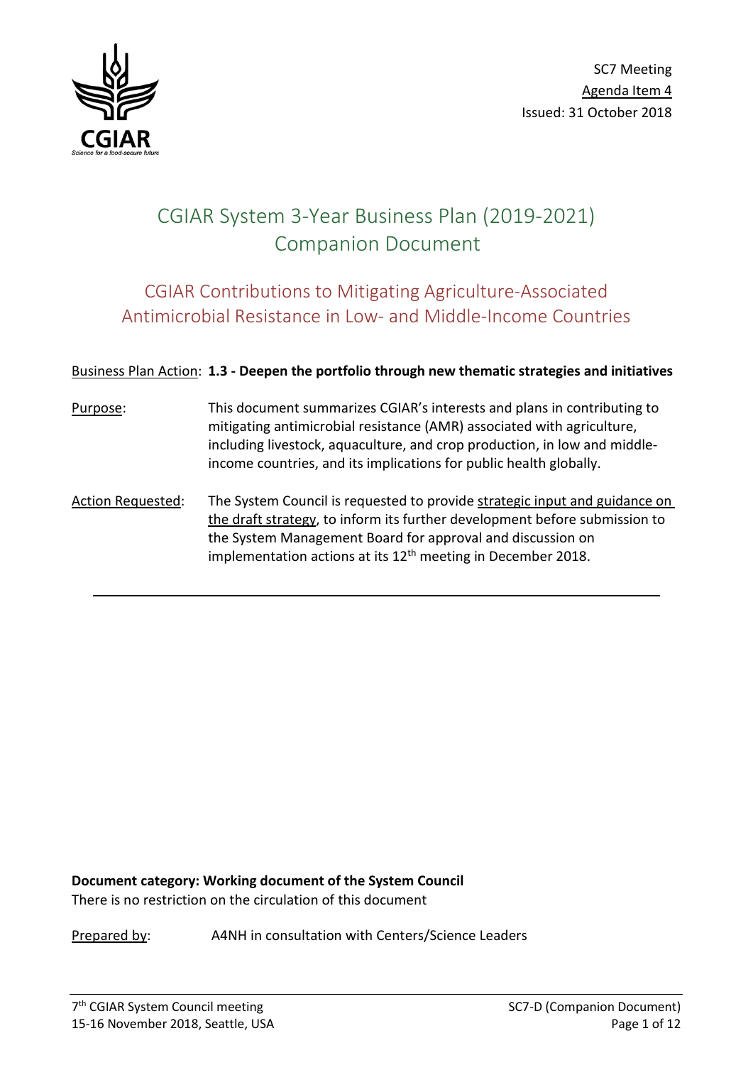SC7 Meeting
Agenda Item 4
Issued: 31 October 2018

# CGIAR System 3-Year Business Plan (2019-2021) Companion Document

## CGIAR Contributions to Mitigating Agriculture-Associated Antimicrobial Resistance in Low- and Middle-Income Countries

Business Plan Action: **1.3 - Deepen the portfolio through new thematic strategies and initiatives**

Purpose: This document summarizes CGIAR's interests and plans in contributing to mitigating antimicrobial resistance (AMR) associated with agriculture, including livestock, aquaculture, and crop production, in low and middle-income countries, and its implications for public health globally.

Action Requested: The System Council is requested to provide strategic input and guidance on the draft strategy, to inform its further development before submission to the System Management Board for approval and discussion on implementation actions at its 12th meeting in December 2018.

---

**Document category: Working document of the System Council**
There is no restriction on the circulation of this document

Prepared by: A4NH in consultation with Centers/Science Leaders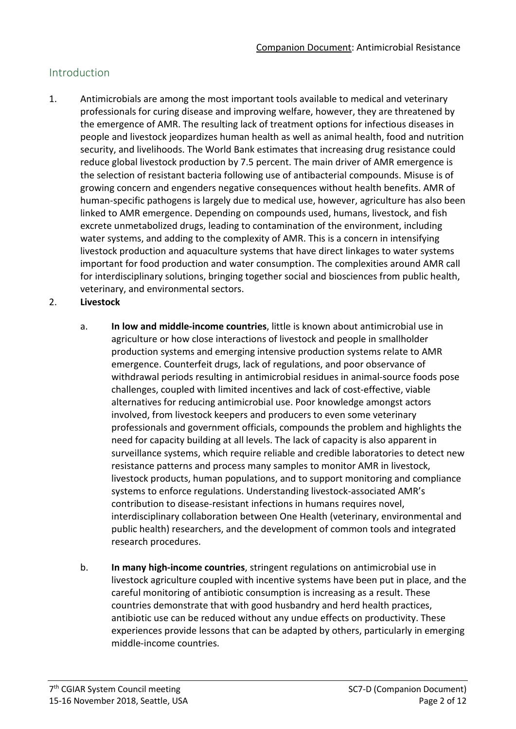## Introduction

1. Antimicrobials are among the most important tools available to medical and veterinary professionals for curing disease and improving welfare, however, they are threatened by the emergence of AMR. The resulting lack of treatment options for infectious diseases in people and livestock jeopardizes human health as well as animal health, food and nutrition security, and livelihoods. The World Bank estimates that increasing drug resistance could reduce global livestock production by 7.5 percent. The main driver of AMR emergence is the selection of resistant bacteria following use of antibacterial compounds. Misuse is of growing concern and engenders negative consequences without health benefits. AMR of human-specific pathogens is largely due to medical use, however, agriculture has also been linked to AMR emergence. Depending on compounds used, humans, livestock, and fish excrete unmetabolized drugs, leading to contamination of the environment, including water systems, and adding to the complexity of AMR. This is a concern in intensifying livestock production and aquaculture systems that have direct linkages to water systems important for food production and water consumption. The complexities around AMR call for interdisciplinary solutions, bringing together social and biosciences from public health, veterinary, and environmental sectors.

2. **Livestock**

   a. **In low and middle-income countries**, little is known about antimicrobial use in agriculture or how close interactions of livestock and people in smallholder production systems and emerging intensive production systems relate to AMR emergence. Counterfeit drugs, lack of regulations, and poor observance of withdrawal periods resulting in antimicrobial residues in animal-source foods pose challenges, coupled with limited incentives and lack of cost-effective, viable alternatives for reducing antimicrobial use. Poor knowledge amongst actors involved, from livestock keepers and producers to even some veterinary professionals and government officials, compounds the problem and highlights the need for capacity building at all levels. The lack of capacity is also apparent in surveillance systems, which require reliable and credible laboratories to detect new resistance patterns and process many samples to monitor AMR in livestock, livestock products, human populations, and to support monitoring and compliance systems to enforce regulations. Understanding livestock-associated AMR's contribution to disease-resistant infections in humans requires novel, interdisciplinary collaboration between One Health (veterinary, environmental and public health) researchers, and the development of common tools and integrated research procedures.

   b. **In many high-income countries**, stringent regulations on antimicrobial use in livestock agriculture coupled with incentive systems have been put in place, and the careful monitoring of antibiotic consumption is increasing as a result. These countries demonstrate that with good husbandry and herd health practices, antibiotic use can be reduced without any undue effects on productivity. These experiences provide lessons that can be adapted by others, particularly in emerging middle-income countries.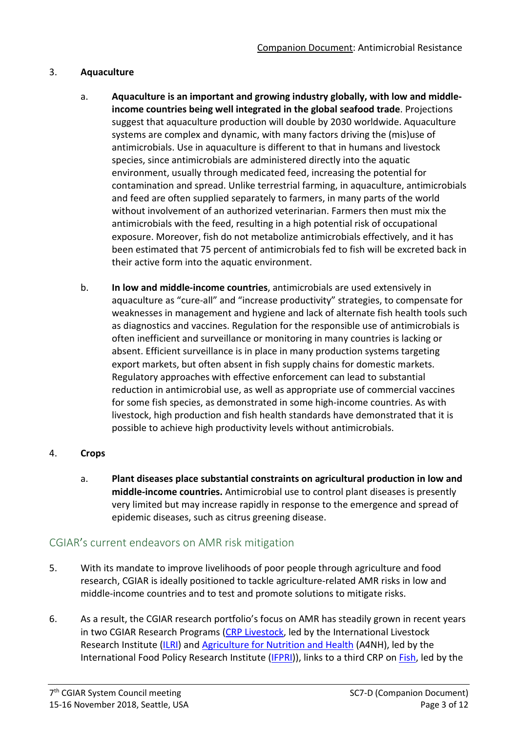3. **Aquaculture**

   a. **Aquaculture is an important and growing industry globally, with low and middle-income countries being well integrated in the global seafood trade**. Projections suggest that aquaculture production will double by 2030 worldwide. Aquaculture systems are complex and dynamic, with many factors driving the (mis)use of antimicrobials. Use in aquaculture is different to that in humans and livestock species, since antimicrobials are administered directly into the aquatic environment, usually through medicated feed, increasing the potential for contamination and spread. Unlike terrestrial farming, in aquaculture, antimicrobials and feed are often supplied separately to farmers, in many parts of the world without involvement of an authorized veterinarian. Farmers then must mix the antimicrobials with the feed, resulting in a high potential risk of occupational exposure. Moreover, fish do not metabolize antimicrobials effectively, and it has been estimated that 75 percent of antimicrobials fed to fish will be excreted back in their active form into the aquatic environment.

   b. **In low and middle-income countries**, antimicrobials are used extensively in aquaculture as "cure-all" and "increase productivity" strategies, to compensate for weaknesses in management and hygiene and lack of alternate fish health tools such as diagnostics and vaccines. Regulation for the responsible use of antimicrobials is often inefficient and surveillance or monitoring in many countries is lacking or absent. Efficient surveillance is in place in many production systems targeting export markets, but often absent in fish supply chains for domestic markets. Regulatory approaches with effective enforcement can lead to substantial reduction in antimicrobial use, as well as appropriate use of commercial vaccines for some fish species, as demonstrated in some high-income countries. As with livestock, high production and fish health standards have demonstrated that it is possible to achieve high productivity levels without antimicrobials.

4. **Crops**

   a. **Plant diseases place substantial constraints on agricultural production in low and middle-income countries.** Antimicrobial use to control plant diseases is presently very limited but may increase rapidly in response to the emergence and spread of epidemic diseases, such as citrus greening disease.

## CGIAR's current endeavors on AMR risk mitigation

5. With its mandate to improve livelihoods of poor people through agriculture and food research, CGIAR is ideally positioned to tackle agriculture-related AMR risks in low and middle-income countries and to test and promote solutions to mitigate risks.

6. As a result, the CGIAR research portfolio's focus on AMR has steadily grown in recent years in two CGIAR Research Programs (CRP Livestock, led by the International Livestock Research Institute (ILRI) and Agriculture for Nutrition and Health (A4NH), led by the International Food Policy Research Institute (IFPRI)), links to a third CRP on Fish, led by the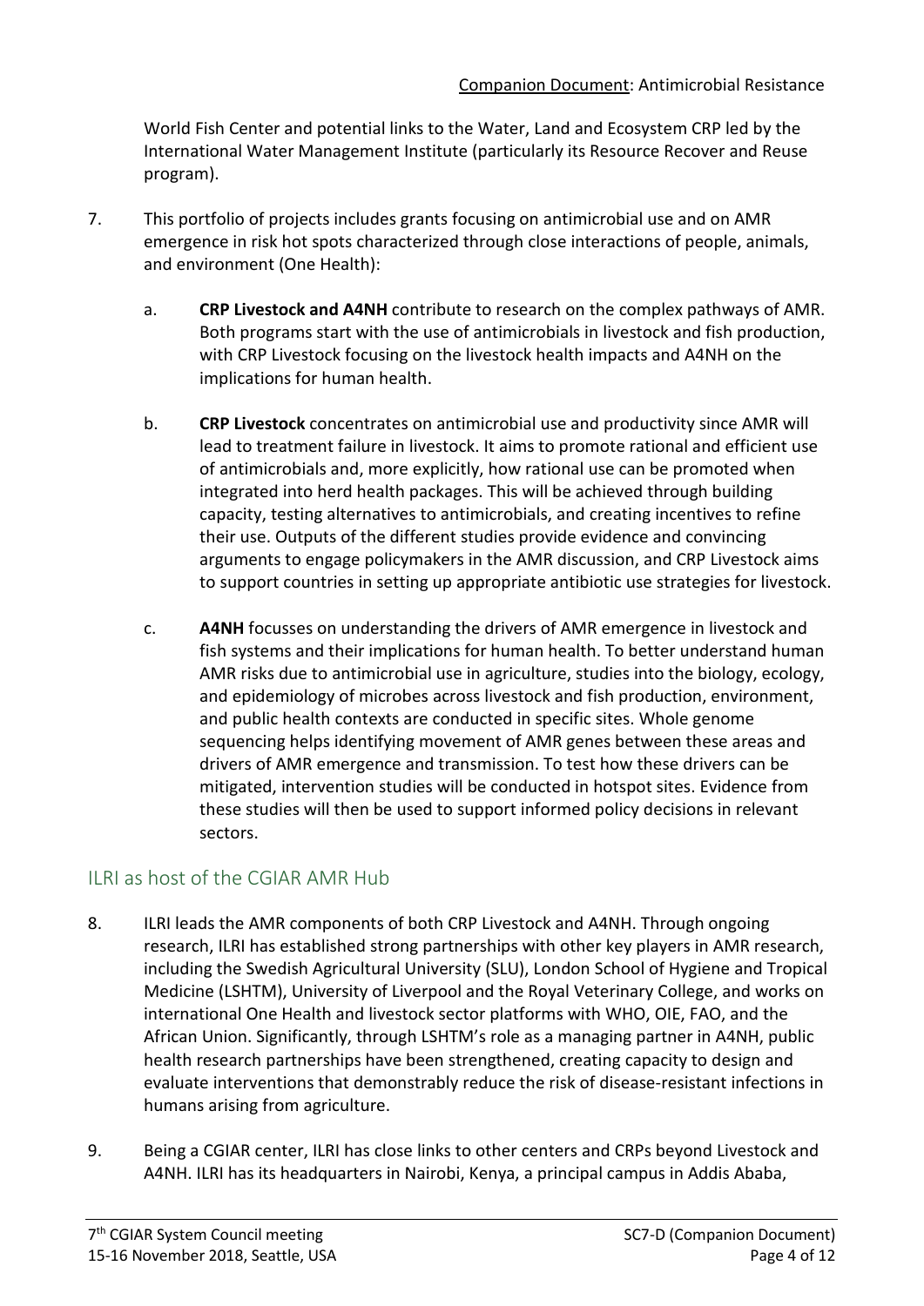World Fish Center and potential links to the Water, Land and Ecosystem CRP led by the International Water Management Institute (particularly its Resource Recover and Reuse program).

7. This portfolio of projects includes grants focusing on antimicrobial use and on AMR emergence in risk hot spots characterized through close interactions of people, animals, and environment (One Health):

   a. **CRP Livestock and A4NH** contribute to research on the complex pathways of AMR. Both programs start with the use of antimicrobials in livestock and fish production, with CRP Livestock focusing on the livestock health impacts and A4NH on the implications for human health.

   b. **CRP Livestock** concentrates on antimicrobial use and productivity since AMR will lead to treatment failure in livestock. It aims to promote rational and efficient use of antimicrobials and, more explicitly, how rational use can be promoted when integrated into herd health packages. This will be achieved through building capacity, testing alternatives to antimicrobials, and creating incentives to refine their use. Outputs of the different studies provide evidence and convincing arguments to engage policymakers in the AMR discussion, and CRP Livestock aims to support countries in setting up appropriate antibiotic use strategies for livestock.

   c. **A4NH** focusses on understanding the drivers of AMR emergence in livestock and fish systems and their implications for human health. To better understand human AMR risks due to antimicrobial use in agriculture, studies into the biology, ecology, and epidemiology of microbes across livestock and fish production, environment, and public health contexts are conducted in specific sites. Whole genome sequencing helps identifying movement of AMR genes between these areas and drivers of AMR emergence and transmission. To test how these drivers can be mitigated, intervention studies will be conducted in hotspot sites. Evidence from these studies will then be used to support informed policy decisions in relevant sectors.

## ILRI as host of the CGIAR AMR Hub

8. ILRI leads the AMR components of both CRP Livestock and A4NH. Through ongoing research, ILRI has established strong partnerships with other key players in AMR research, including the Swedish Agricultural University (SLU), London School of Hygiene and Tropical Medicine (LSHTM), University of Liverpool and the Royal Veterinary College, and works on international One Health and livestock sector platforms with WHO, OIE, FAO, and the African Union. Significantly, through LSHTM's role as a managing partner in A4NH, public health research partnerships have been strengthened, creating capacity to design and evaluate interventions that demonstrably reduce the risk of disease-resistant infections in humans arising from agriculture.

9. Being a CGIAR center, ILRI has close links to other centers and CRPs beyond Livestock and A4NH. ILRI has its headquarters in Nairobi, Kenya, a principal campus in Addis Ababa,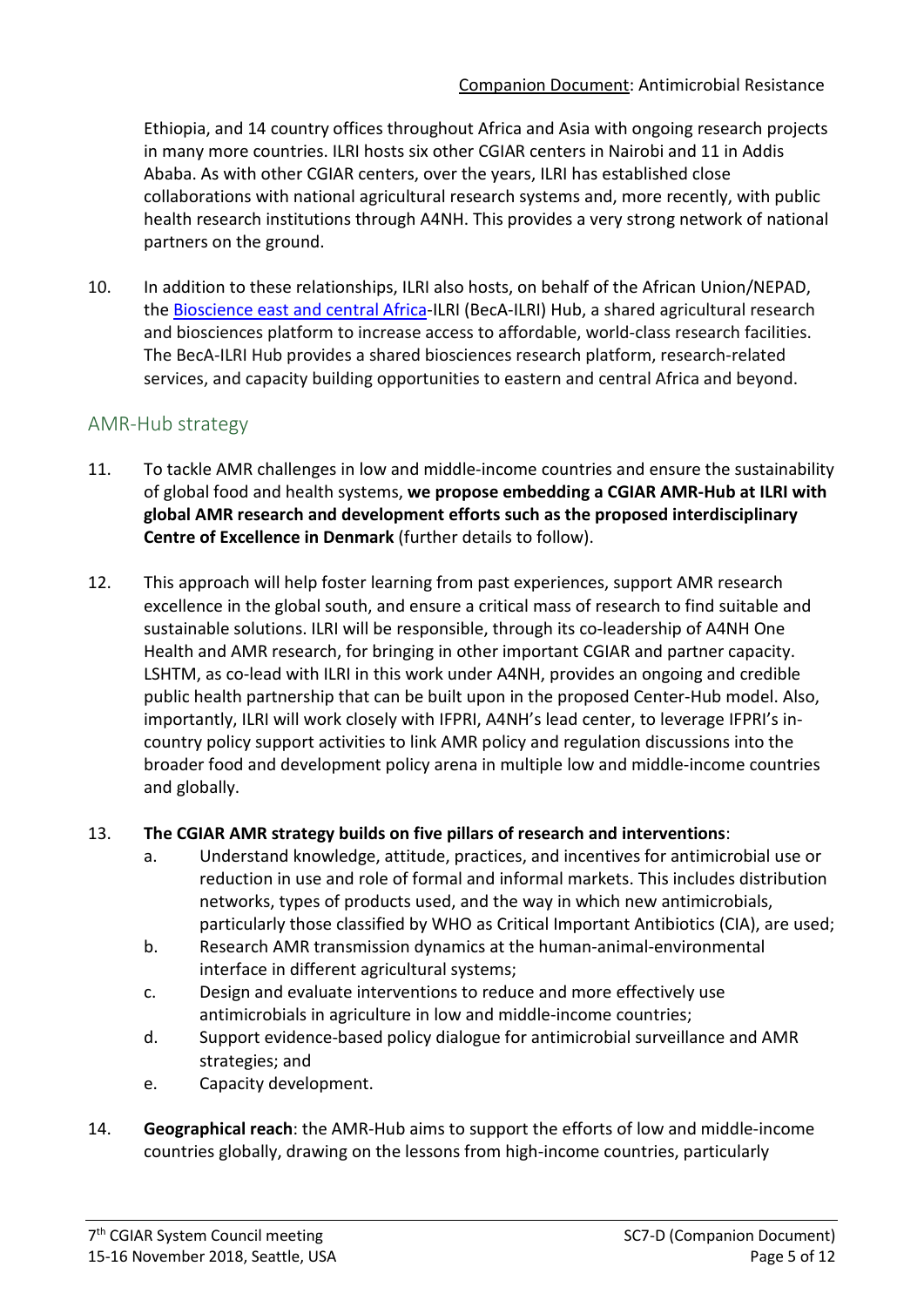Ethiopia, and 14 country offices throughout Africa and Asia with ongoing research projects in many more countries. ILRI hosts six other CGIAR centers in Nairobi and 11 in Addis Ababa. As with other CGIAR centers, over the years, ILRI has established close collaborations with national agricultural research systems and, more recently, with public health research institutions through A4NH. This provides a very strong network of national partners on the ground.

10. In addition to these relationships, ILRI also hosts, on behalf of the African Union/NEPAD, the Bioscience east and central Africa-ILRI (BecA-ILRI) Hub, a shared agricultural research and biosciences platform to increase access to affordable, world-class research facilities. The BecA-ILRI Hub provides a shared biosciences research platform, research-related services, and capacity building opportunities to eastern and central Africa and beyond.

## AMR-Hub strategy

11. To tackle AMR challenges in low and middle-income countries and ensure the sustainability of global food and health systems, **we propose embedding a CGIAR AMR-Hub at ILRI with global AMR research and development efforts such as the proposed interdisciplinary Centre of Excellence in Denmark** (further details to follow).

12. This approach will help foster learning from past experiences, support AMR research excellence in the global south, and ensure a critical mass of research to find suitable and sustainable solutions. ILRI will be responsible, through its co-leadership of A4NH One Health and AMR research, for bringing in other important CGIAR and partner capacity. LSHTM, as co-lead with ILRI in this work under A4NH, provides an ongoing and credible public health partnership that can be built upon in the proposed Center-Hub model. Also, importantly, ILRI will work closely with IFPRI, A4NH's lead center, to leverage IFPRI's in-country policy support activities to link AMR policy and regulation discussions into the broader food and development policy arena in multiple low and middle-income countries and globally.

13. **The CGIAR AMR strategy builds on five pillars of research and interventions**:
    a. Understand knowledge, attitude, practices, and incentives for antimicrobial use or reduction in use and role of formal and informal markets. This includes distribution networks, types of products used, and the way in which new antimicrobials, particularly those classified by WHO as Critical Important Antibiotics (CIA), are used;
    b. Research AMR transmission dynamics at the human-animal-environmental interface in different agricultural systems;
    c. Design and evaluate interventions to reduce and more effectively use antimicrobials in agriculture in low and middle-income countries;
    d. Support evidence-based policy dialogue for antimicrobial surveillance and AMR strategies; and
    e. Capacity development.

14. **Geographical reach**: the AMR-Hub aims to support the efforts of low and middle-income countries globally, drawing on the lessons from high-income countries, particularly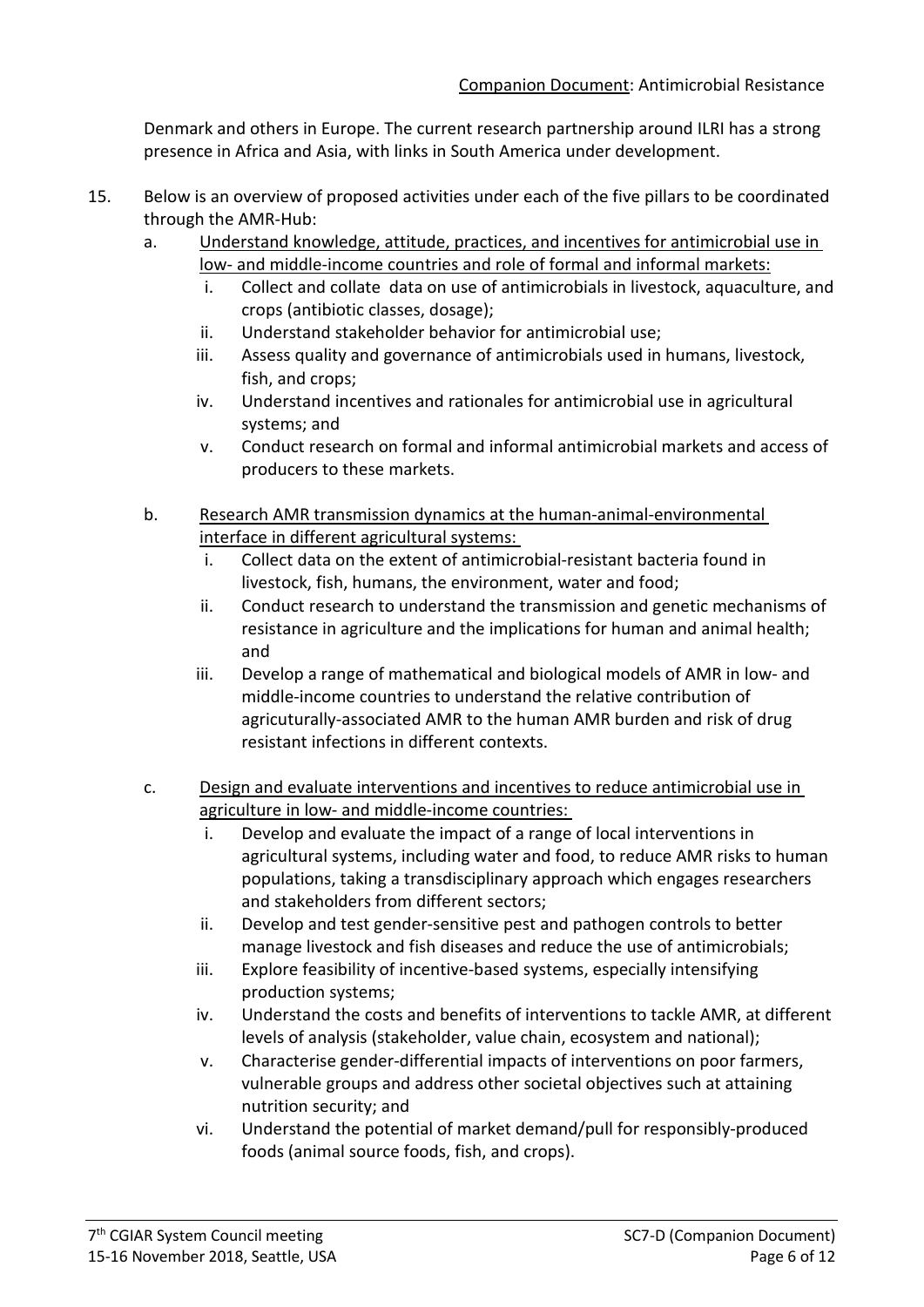Denmark and others in Europe. The current research partnership around ILRI has a strong presence in Africa and Asia, with links in South America under development.

15. Below is an overview of proposed activities under each of the five pillars to be coordinated through the AMR-Hub:

   a. <u>Understand knowledge, attitude, practices, and incentives for antimicrobial use in low- and middle-income countries and role of formal and informal markets:</u>

      i. Collect and collate data on use of antimicrobials in livestock, aquaculture, and crops (antibiotic classes, dosage);

      ii. Understand stakeholder behavior for antimicrobial use;

      iii. Assess quality and governance of antimicrobials used in humans, livestock, fish, and crops;

      iv. Understand incentives and rationales for antimicrobial use in agricultural systems; and

      v. Conduct research on formal and informal antimicrobial markets and access of producers to these markets.

   b. <u>Research AMR transmission dynamics at the human-animal-environmental interface in different agricultural systems:</u>

      i. Collect data on the extent of antimicrobial-resistant bacteria found in livestock, fish, humans, the environment, water and food;

      ii. Conduct research to understand the transmission and genetic mechanisms of resistance in agriculture and the implications for human and animal health; and

      iii. Develop a range of mathematical and biological models of AMR in low- and middle-income countries to understand the relative contribution of agricuturally-associated AMR to the human AMR burden and risk of drug resistant infections in different contexts.

   c. <u>Design and evaluate interventions and incentives to reduce antimicrobial use in agriculture in low- and middle-income countries:</u>

      i. Develop and evaluate the impact of a range of local interventions in agricultural systems, including water and food, to reduce AMR risks to human populations, taking a transdisciplinary approach which engages researchers and stakeholders from different sectors;

      ii. Develop and test gender-sensitive pest and pathogen controls to better manage livestock and fish diseases and reduce the use of antimicrobials;

      iii. Explore feasibility of incentive-based systems, especially intensifying production systems;

      iv. Understand the costs and benefits of interventions to tackle AMR, at different levels of analysis (stakeholder, value chain, ecosystem and national);

      v. Characterise gender-differential impacts of interventions on poor farmers, vulnerable groups and address other societal objectives such at attaining nutrition security; and

      vi. Understand the potential of market demand/pull for responsibly-produced foods (animal source foods, fish, and crops).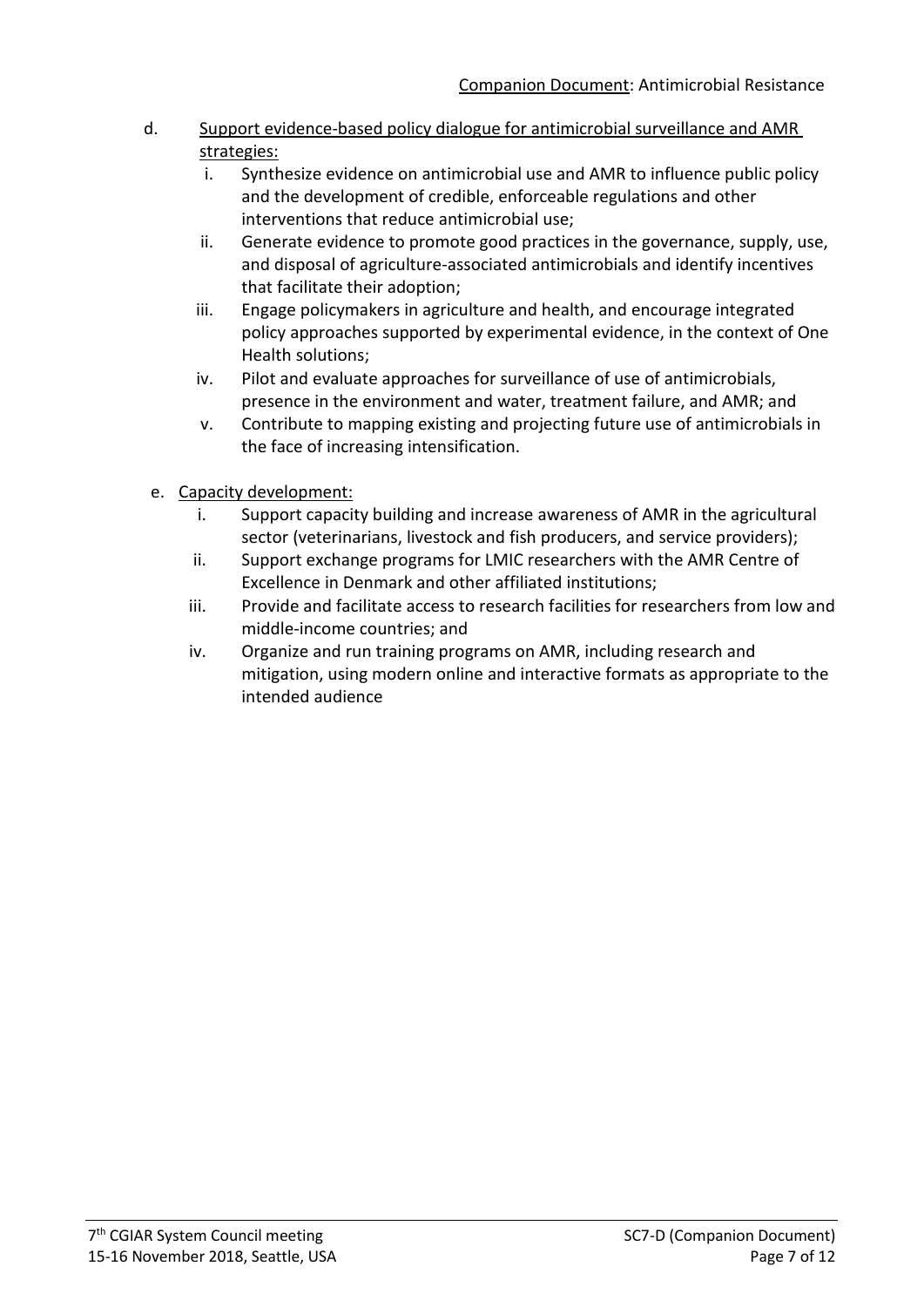d. <u>Support evidence-based policy dialogue for antimicrobial surveillance and AMR strategies:</u>

   i. Synthesize evidence on antimicrobial use and AMR to influence public policy and the development of credible, enforceable regulations and other interventions that reduce antimicrobial use;

   ii. Generate evidence to promote good practices in the governance, supply, use, and disposal of agriculture-associated antimicrobials and identify incentives that facilitate their adoption;

   iii. Engage policymakers in agriculture and health, and encourage integrated policy approaches supported by experimental evidence, in the context of One Health solutions;

   iv. Pilot and evaluate approaches for surveillance of use of antimicrobials, presence in the environment and water, treatment failure, and AMR; and

   v. Contribute to mapping existing and projecting future use of antimicrobials in the face of increasing intensification.

e. <u>Capacity development:</u>

   i. Support capacity building and increase awareness of AMR in the agricultural sector (veterinarians, livestock and fish producers, and service providers);

   ii. Support exchange programs for LMIC researchers with the AMR Centre of Excellence in Denmark and other affiliated institutions;

   iii. Provide and facilitate access to research facilities for researchers from low and middle-income countries; and

   iv. Organize and run training programs on AMR, including research and mitigation, using modern online and interactive formats as appropriate to the intended audience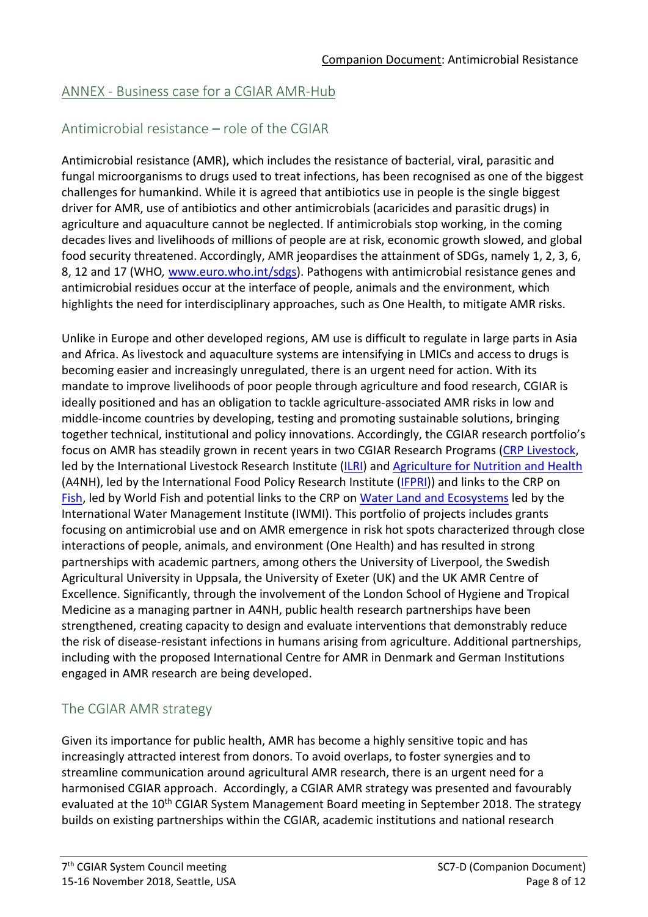## ANNEX - Business case for a CGIAR AMR-Hub

### Antimicrobial resistance – role of the CGIAR

Antimicrobial resistance (AMR), which includes the resistance of bacterial, viral, parasitic and fungal microorganisms to drugs used to treat infections, has been recognised as one of the biggest challenges for humankind. While it is agreed that antibiotics use in people is the single biggest driver for AMR, use of antibiotics and other antimicrobials (acaricides and parasitic drugs) in agriculture and aquaculture cannot be neglected. If antimicrobials stop working, in the coming decades lives and livelihoods of millions of people are at risk, economic growth slowed, and global food security threatened. Accordingly, AMR jeopardises the attainment of SDGs, namely 1, 2, 3, 6, 8, 12 and 17 (WHO*,* www.euro.who.int/sdgs). Pathogens with antimicrobial resistance genes and antimicrobial residues occur at the interface of people, animals and the environment, which highlights the need for interdisciplinary approaches, such as One Health, to mitigate AMR risks.

Unlike in Europe and other developed regions, AM use is difficult to regulate in large parts in Asia and Africa. As livestock and aquaculture systems are intensifying in LMICs and access to drugs is becoming easier and increasingly unregulated, there is an urgent need for action. With its mandate to improve livelihoods of poor people through agriculture and food research, CGIAR is ideally positioned and has an obligation to tackle agriculture-associated AMR risks in low and middle-income countries by developing, testing and promoting sustainable solutions, bringing together technical, institutional and policy innovations. Accordingly, the CGIAR research portfolio's focus on AMR has steadily grown in recent years in two CGIAR Research Programs (CRP Livestock, led by the International Livestock Research Institute (ILRI) and Agriculture for Nutrition and Health (A4NH), led by the International Food Policy Research Institute (IFPRI)) and links to the CRP on Fish, led by World Fish and potential links to the CRP on Water Land and Ecosystems led by the International Water Management Institute (IWMI). This portfolio of projects includes grants focusing on antimicrobial use and on AMR emergence in risk hot spots characterized through close interactions of people, animals, and environment (One Health) and has resulted in strong partnerships with academic partners, among others the University of Liverpool, the Swedish Agricultural University in Uppsala, the University of Exeter (UK) and the UK AMR Centre of Excellence. Significantly, through the involvement of the London School of Hygiene and Tropical Medicine as a managing partner in A4NH, public health research partnerships have been strengthened, creating capacity to design and evaluate interventions that demonstrably reduce the risk of disease-resistant infections in humans arising from agriculture. Additional partnerships, including with the proposed International Centre for AMR in Denmark and German Institutions engaged in AMR research are being developed.

### The CGIAR AMR strategy

Given its importance for public health, AMR has become a highly sensitive topic and has increasingly attracted interest from donors. To avoid overlaps, to foster synergies and to streamline communication around agricultural AMR research, there is an urgent need for a harmonised CGIAR approach. Accordingly, a CGIAR AMR strategy was presented and favourably evaluated at the 10th CGIAR System Management Board meeting in September 2018. The strategy builds on existing partnerships within the CGIAR, academic institutions and national research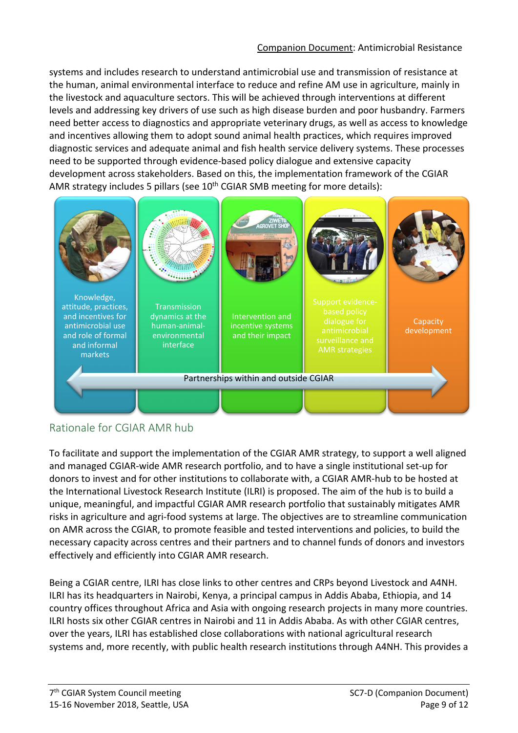systems and includes research to understand antimicrobial use and transmission of resistance at the human, animal environmental interface to reduce and refine AM use in agriculture, mainly in the livestock and aquaculture sectors. This will be achieved through interventions at different levels and addressing key drivers of use such as high disease burden and poor husbandry. Farmers need better access to diagnostics and appropriate veterinary drugs, as well as access to knowledge and incentives allowing them to adopt sound animal health practices, which requires improved diagnostic services and adequate animal and fish health service delivery systems. These processes need to be supported through evidence-based policy dialogue and extensive capacity development across stakeholders. Based on this, the implementation framework of the CGIAR AMR strategy includes 5 pillars (see 10th CGIAR SMB meeting for more details):

| Knowledge, attitude, practices, and incentives for antimicrobial use and role of formal and informal markets | Transmission dynamics at the human-animal-environmental interface | Intervention and incentive systems and their impact | Support evidence-based policy dialogue for antimicrobial surveillance and AMR strategies | Capacity development |
|---|---|---|---|---|

Partnerships within and outside CGIAR

## Rationale for CGIAR AMR hub

To facilitate and support the implementation of the CGIAR AMR strategy, to support a well aligned and managed CGIAR-wide AMR research portfolio, and to have a single institutional set-up for donors to invest and for other institutions to collaborate with, a CGIAR AMR-hub to be hosted at the International Livestock Research Institute (ILRI) is proposed. The aim of the hub is to build a unique, meaningful, and impactful CGIAR AMR research portfolio that sustainably mitigates AMR risks in agriculture and agri-food systems at large. The objectives are to streamline communication on AMR across the CGIAR, to promote feasible and tested interventions and policies, to build the necessary capacity across centres and their partners and to channel funds of donors and investors effectively and efficiently into CGIAR AMR research.

Being a CGIAR centre, ILRI has close links to other centres and CRPs beyond Livestock and A4NH. ILRI has its headquarters in Nairobi, Kenya, a principal campus in Addis Ababa, Ethiopia, and 14 country offices throughout Africa and Asia with ongoing research projects in many more countries. ILRI hosts six other CGIAR centres in Nairobi and 11 in Addis Ababa. As with other CGIAR centres, over the years, ILRI has established close collaborations with national agricultural research systems and, more recently, with public health research institutions through A4NH. This provides a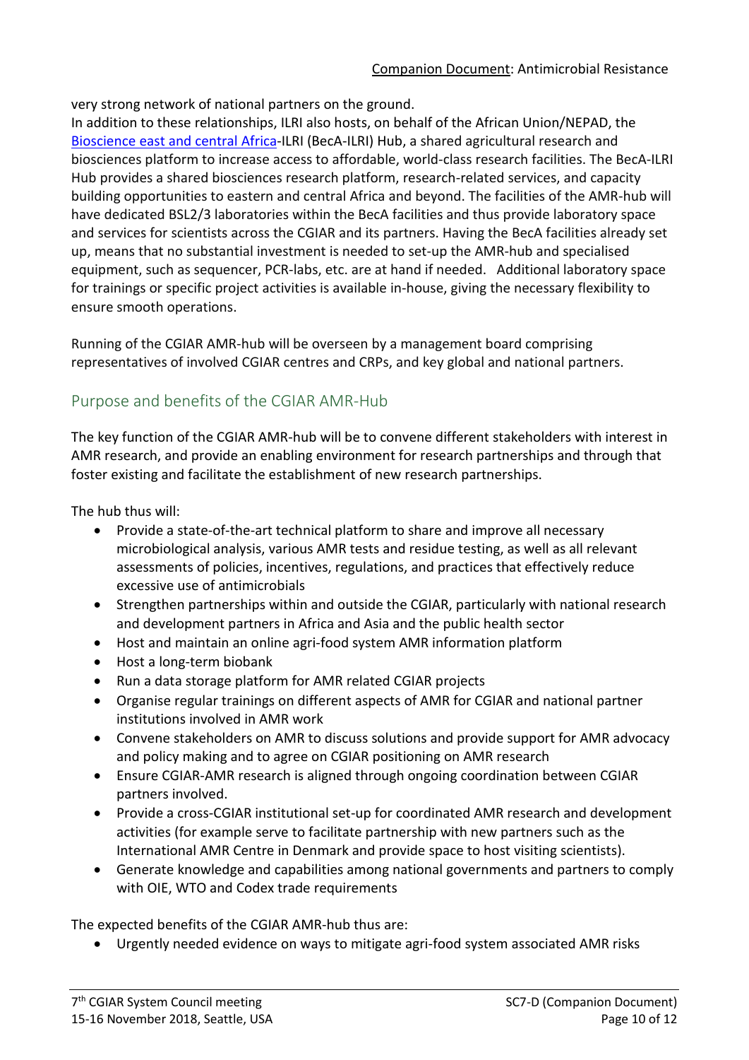very strong network of national partners on the ground.

In addition to these relationships, ILRI also hosts, on behalf of the African Union/NEPAD, the Bioscience east and central Africa-ILRI (BecA-ILRI) Hub, a shared agricultural research and biosciences platform to increase access to affordable, world-class research facilities. The BecA-ILRI Hub provides a shared biosciences research platform, research-related services, and capacity building opportunities to eastern and central Africa and beyond. The facilities of the AMR-hub will have dedicated BSL2/3 laboratories within the BecA facilities and thus provide laboratory space and services for scientists across the CGIAR and its partners. Having the BecA facilities already set up, means that no substantial investment is needed to set-up the AMR-hub and specialised equipment, such as sequencer, PCR-labs, etc. are at hand if needed. Additional laboratory space for trainings or specific project activities is available in-house, giving the necessary flexibility to ensure smooth operations.

Running of the CGIAR AMR-hub will be overseen by a management board comprising representatives of involved CGIAR centres and CRPs, and key global and national partners.

## Purpose and benefits of the CGIAR AMR-Hub

The key function of the CGIAR AMR-hub will be to convene different stakeholders with interest in AMR research, and provide an enabling environment for research partnerships and through that foster existing and facilitate the establishment of new research partnerships.

The hub thus will:

- Provide a state-of-the-art technical platform to share and improve all necessary microbiological analysis, various AMR tests and residue testing, as well as all relevant assessments of policies, incentives, regulations, and practices that effectively reduce excessive use of antimicrobials
- Strengthen partnerships within and outside the CGIAR, particularly with national research and development partners in Africa and Asia and the public health sector
- Host and maintain an online agri-food system AMR information platform
- Host a long-term biobank
- Run a data storage platform for AMR related CGIAR projects
- Organise regular trainings on different aspects of AMR for CGIAR and national partner institutions involved in AMR work
- Convene stakeholders on AMR to discuss solutions and provide support for AMR advocacy and policy making and to agree on CGIAR positioning on AMR research
- Ensure CGIAR-AMR research is aligned through ongoing coordination between CGIAR partners involved.
- Provide a cross-CGIAR institutional set-up for coordinated AMR research and development activities (for example serve to facilitate partnership with new partners such as the International AMR Centre in Denmark and provide space to host visiting scientists).
- Generate knowledge and capabilities among national governments and partners to comply with OIE, WTO and Codex trade requirements

The expected benefits of the CGIAR AMR-hub thus are:

- Urgently needed evidence on ways to mitigate agri-food system associated AMR risks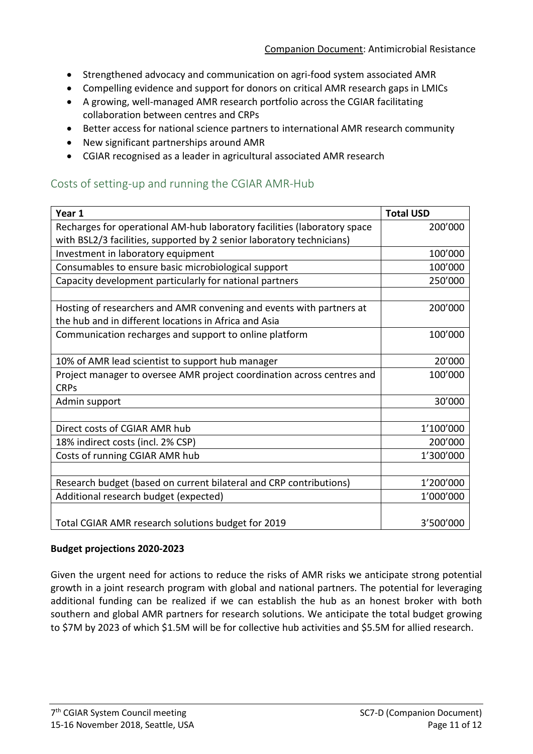- Strengthened advocacy and communication on agri-food system associated AMR
- Compelling evidence and support for donors on critical AMR research gaps in LMICs
- A growing, well-managed AMR research portfolio across the CGIAR facilitating collaboration between centres and CRPs
- Better access for national science partners to international AMR research community
- New significant partnerships around AMR
- CGIAR recognised as a leader in agricultural associated AMR research

## Costs of setting-up and running the CGIAR AMR-Hub

| Year 1 | Total USD |
|---|---|
| Recharges for operational AM-hub laboratory facilities (laboratory space with BSL2/3 facilities, supported by 2 senior laboratory technicians) | 200'000 |
| Investment in laboratory equipment | 100'000 |
| Consumables to ensure basic microbiological support | 100'000 |
| Capacity development particularly for national partners | 250'000 |
| | |
| Hosting of researchers and AMR convening and events with partners at the hub and in different locations in Africa and Asia | 200'000 |
| Communication recharges and support to online platform | 100'000 |
| 10% of AMR lead scientist to support hub manager | 20'000 |
| Project manager to oversee AMR project coordination across centres and CRPs | 100'000 |
| Admin support | 30'000 |
| | |
| Direct costs of CGIAR AMR hub | 1'100'000 |
| 18% indirect costs (incl. 2% CSP) | 200'000 |
| Costs of running CGIAR AMR hub | 1'300'000 |
| | |
| Research budget (based on current bilateral and CRP contributions) | 1'200'000 |
| Additional research budget (expected) | 1'000'000 |
| Total CGIAR AMR research solutions budget for 2019 | 3'500'000 |

**Budget projections 2020-2023**

Given the urgent need for actions to reduce the risks of AMR risks we anticipate strong potential growth in a joint research program with global and national partners. The potential for leveraging additional funding can be realized if we can establish the hub as an honest broker with both southern and global AMR partners for research solutions. We anticipate the total budget growing to \$7M by 2023 of which \$1.5M will be for collective hub activities and \$5.5M for allied research.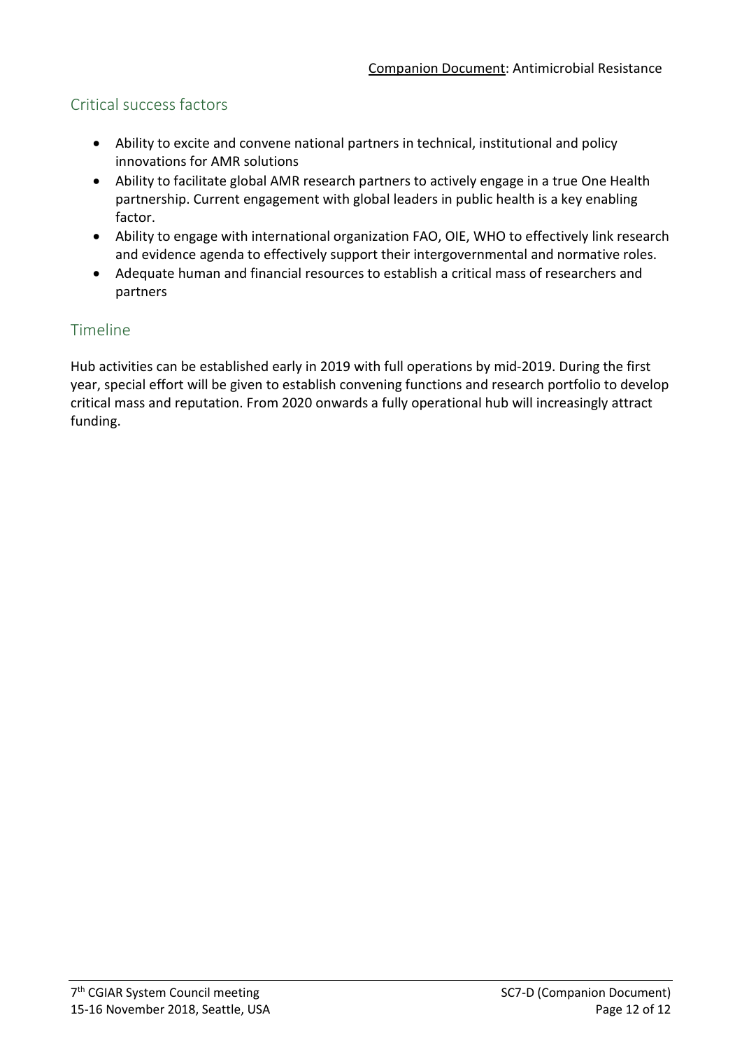## Critical success factors

- Ability to excite and convene national partners in technical, institutional and policy innovations for AMR solutions
- Ability to facilitate global AMR research partners to actively engage in a true One Health partnership. Current engagement with global leaders in public health is a key enabling factor.
- Ability to engage with international organization FAO, OIE, WHO to effectively link research and evidence agenda to effectively support their intergovernmental and normative roles.
- Adequate human and financial resources to establish a critical mass of researchers and partners

## Timeline

Hub activities can be established early in 2019 with full operations by mid-2019. During the first year, special effort will be given to establish convening functions and research portfolio to develop critical mass and reputation. From 2020 onwards a fully operational hub will increasingly attract funding.